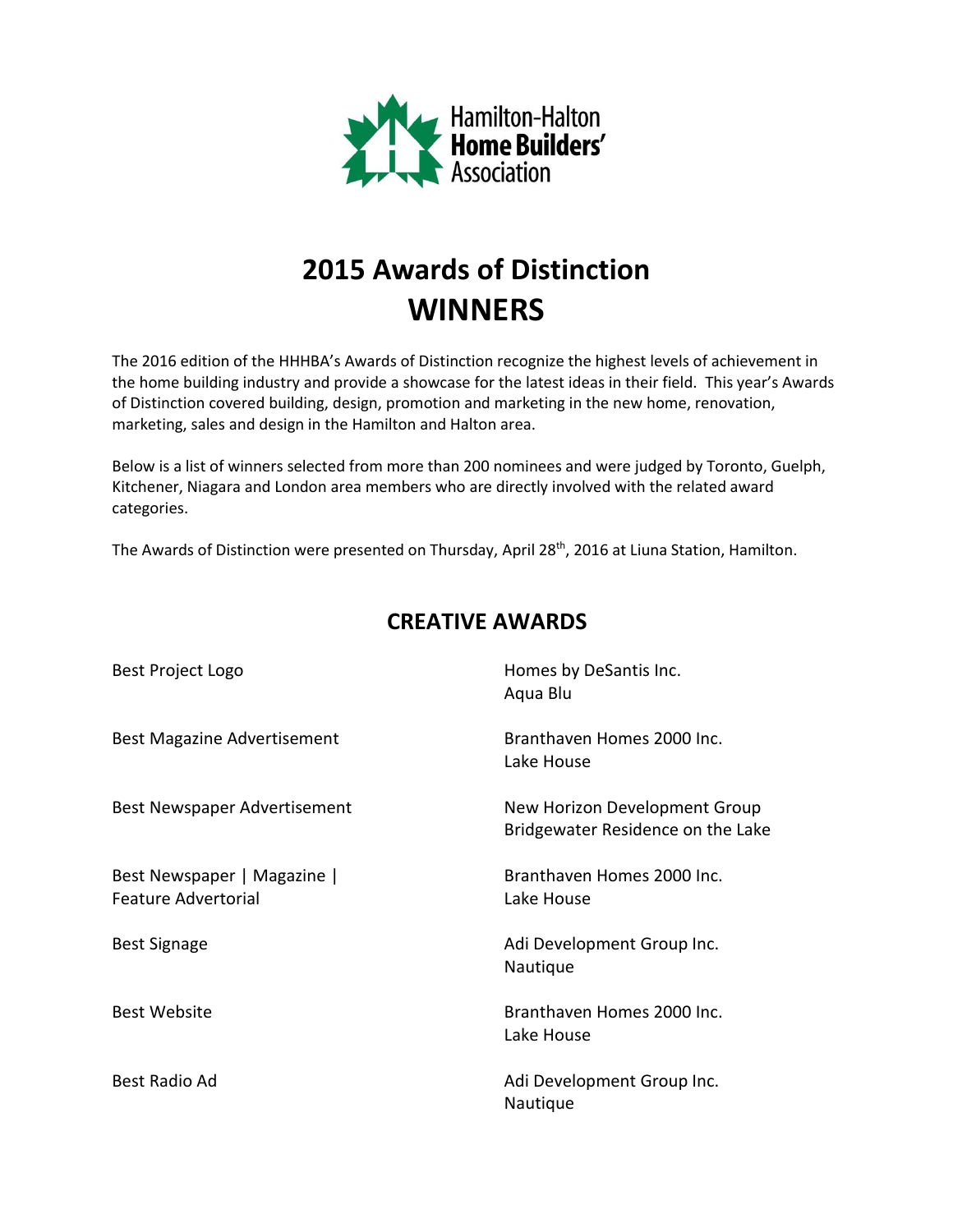Hamilton-Halton
**Home Builders'**
Association

# 2015 Awards of Distinction
# WINNERS

The 2016 edition of the HHHBA's Awards of Distinction recognize the highest levels of achievement in the home building industry and provide a showcase for the latest ideas in their field. This year's Awards of Distinction covered building, design, promotion and marketing in the new home, renovation, marketing, sales and design in the Hamilton and Halton area.

Below is a list of winners selected from more than 200 nominees and were judged by Toronto, Guelph, Kitchener, Niagara and London area members who are directly involved with the related award categories.

The Awards of Distinction were presented on Thursday, April 28th, 2016 at Liuna Station, Hamilton.

## CREATIVE AWARDS

| Award | Winner |
|---|---|
| Best Project Logo | Homes by DeSantis Inc.<br>Aqua Blu |
| Best Magazine Advertisement | Branthaven Homes 2000 Inc.<br>Lake House |
| Best Newspaper Advertisement | New Horizon Development Group<br>Bridgewater Residence on the Lake |
| Best Newspaper \| Magazine \| Feature Advertorial | Branthaven Homes 2000 Inc.<br>Lake House |
| Best Signage | Adi Development Group Inc.<br>Nautique |
| Best Website | Branthaven Homes 2000 Inc.<br>Lake House |
| Best Radio Ad | Adi Development Group Inc.<br>Nautique |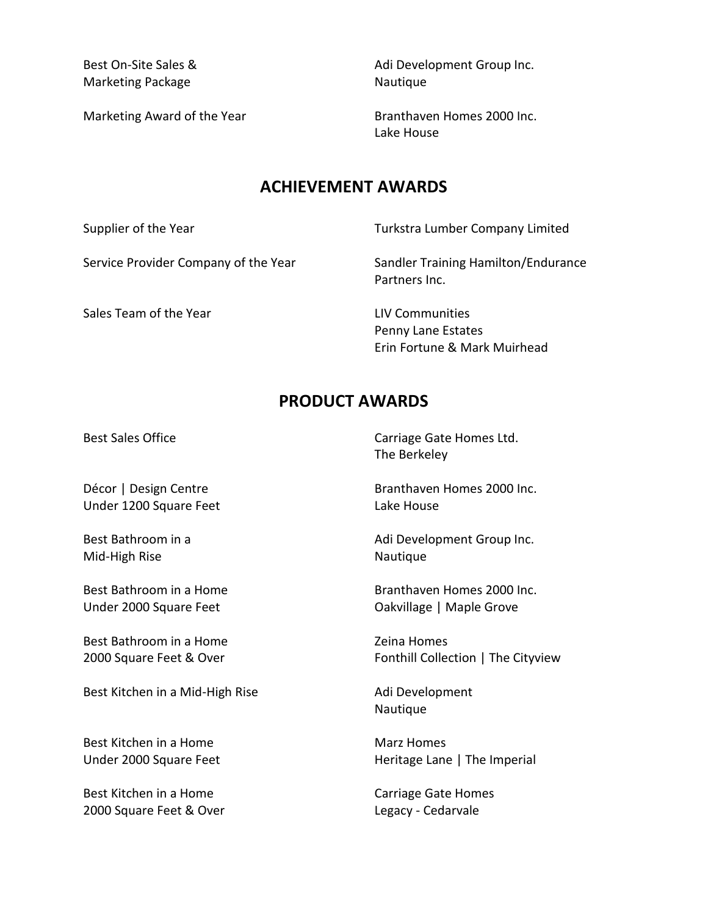| | |
|---|---|
| Best On-Site Sales & Marketing Package | Adi Development Group Inc. Nautique |
| Marketing Award of the Year | Branthaven Homes 2000 Inc. Lake House |

## ACHIEVEMENT AWARDS

| | |
|---|---|
| Supplier of the Year | Turkstra Lumber Company Limited |
| Service Provider Company of the Year | Sandler Training Hamilton/Endurance Partners Inc. |
| Sales Team of the Year | LIV Communities Penny Lane Estates Erin Fortune & Mark Muirhead |

## PRODUCT AWARDS

| | |
|---|---|
| Best Sales Office | Carriage Gate Homes Ltd. The Berkeley |
| Décor \| Design Centre Under 1200 Square Feet | Branthaven Homes 2000 Inc. Lake House |
| Best Bathroom in a Mid-High Rise | Adi Development Group Inc. Nautique |
| Best Bathroom in a Home Under 2000 Square Feet | Branthaven Homes 2000 Inc. Oakvillage \| Maple Grove |
| Best Bathroom in a Home 2000 Square Feet & Over | Zeina Homes Fonthill Collection \| The Cityview |
| Best Kitchen in a Mid-High Rise | Adi Development Nautique |
| Best Kitchen in a Home Under 2000 Square Feet | Marz Homes Heritage Lane \| The Imperial |
| Best Kitchen in a Home 2000 Square Feet & Over | Carriage Gate Homes Legacy - Cedarvale |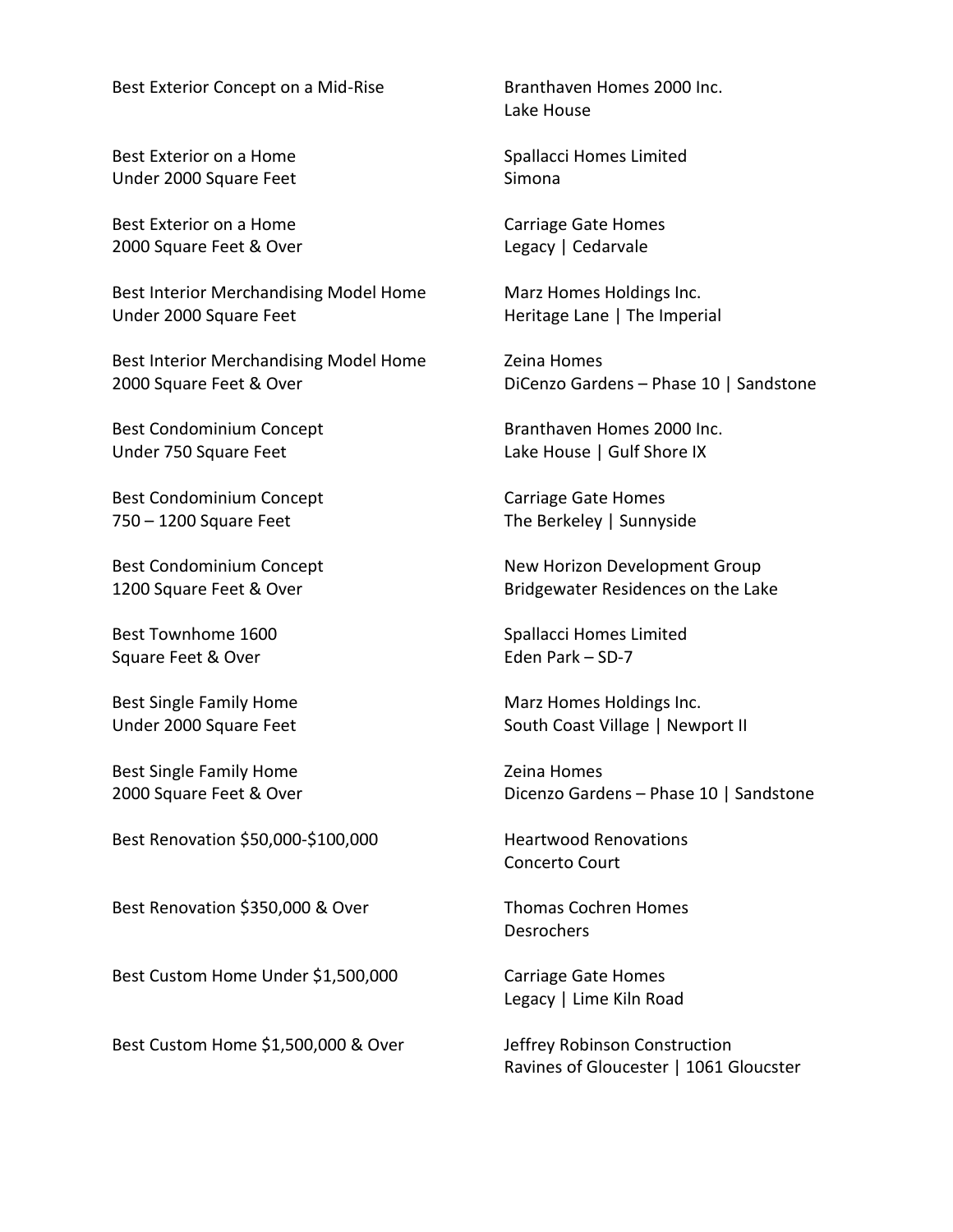| | |
|---|---|
| Best Exterior Concept on a Mid-Rise | Branthaven Homes 2000 Inc. Lake House |
| Best Exterior on a Home Under 2000 Square Feet | Spallacci Homes Limited Simona |
| Best Exterior on a Home 2000 Square Feet & Over | Carriage Gate Homes Legacy \| Cedarvale |
| Best Interior Merchandising Model Home Under 2000 Square Feet | Marz Homes Holdings Inc. Heritage Lane \| The Imperial |
| Best Interior Merchandising Model Home 2000 Square Feet & Over | Zeina Homes DiCenzo Gardens – Phase 10 \| Sandstone |
| Best Condominium Concept Under 750 Square Feet | Branthaven Homes 2000 Inc. Lake House \| Gulf Shore IX |
| Best Condominium Concept 750 – 1200 Square Feet | Carriage Gate Homes The Berkeley \| Sunnyside |
| Best Condominium Concept 1200 Square Feet & Over | New Horizon Development Group Bridgewater Residences on the Lake |
| Best Townhome 1600 Square Feet & Over | Spallacci Homes Limited Eden Park – SD-7 |
| Best Single Family Home Under 2000 Square Feet | Marz Homes Holdings Inc. South Coast Village \| Newport II |
| Best Single Family Home 2000 Square Feet & Over | Zeina Homes Dicenzo Gardens – Phase 10 \| Sandstone |
| Best Renovation $50,000-$100,000 | Heartwood Renovations Concerto Court |
| Best Renovation $350,000 & Over | Thomas Cochren Homes Desrochers |
| Best Custom Home Under $1,500,000 | Carriage Gate Homes Legacy \| Lime Kiln Road |
| Best Custom Home $1,500,000 & Over | Jeffrey Robinson Construction Ravines of Gloucester \| 1061 Gloucster |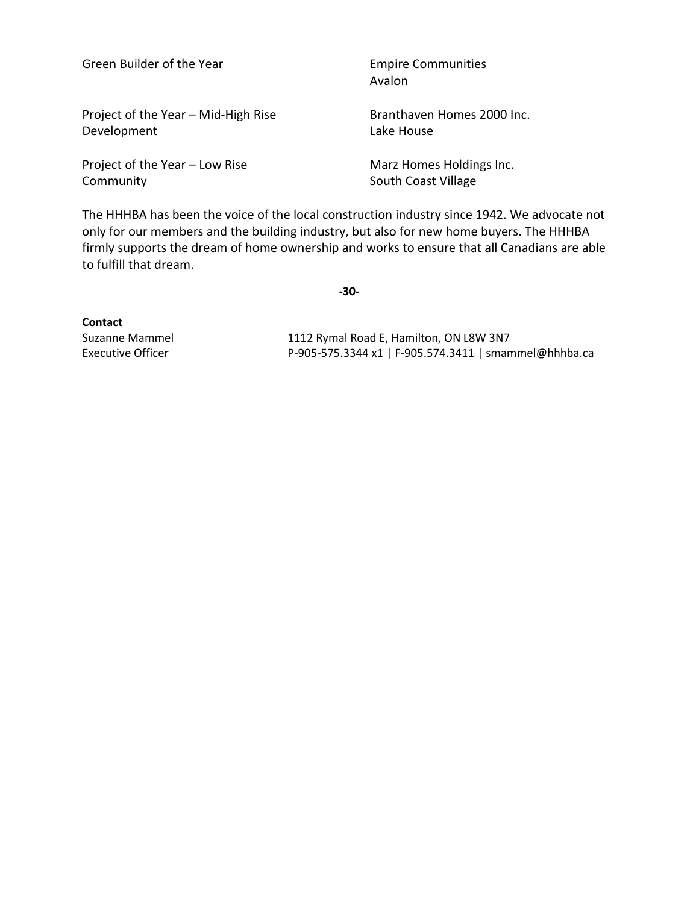| | |
|---|---|
| Green Builder of the Year | Empire Communities<br>Avalon |
| Project of the Year – Mid-High Rise Development | Branthaven Homes 2000 Inc.<br>Lake House |
| Project of the Year – Low Rise Community | Marz Homes Holdings Inc.<br>South Coast Village |

The HHHBA has been the voice of the local construction industry since 1942. We advocate not only for our members and the building industry, but also for new home buyers. The HHHBA firmly supports the dream of home ownership and works to ensure that all Canadians are able to fulfill that dream.

**-30-**

**Contact**

Suzanne Mammel
Executive Officer

1112 Rymal Road E, Hamilton, ON L8W 3N7
P-905-575.3344 x1 | F-905.574.3411 | smammel@hhhba.ca